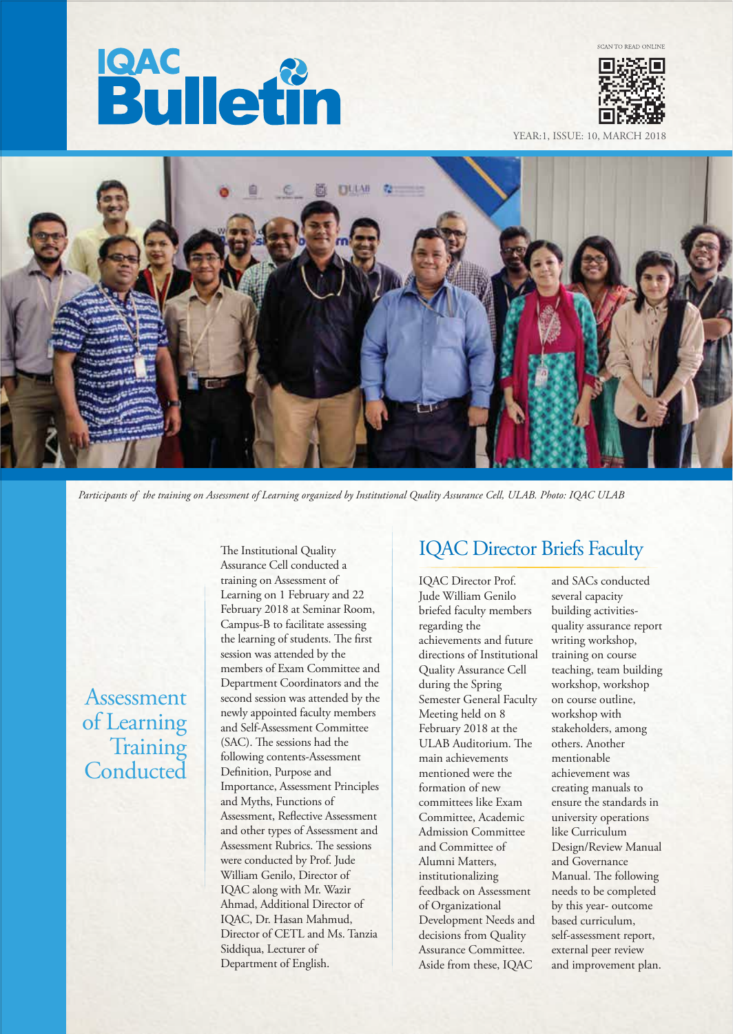# IQAC Bulletin

SCAN TO READ ONLINE

YEAR:1, ISSUE: 10, MARCH 2018

*Participants of the training on Assessment of Learning organized by Institutional Quality Assurance Cell, ULAB. Photo: IQAC ULAB*

## Assessment of Learning Training Conducted

The Institutional Quality Assurance Cell conducted a training on Assessment of Learning on 1 February and 22 February 2018 at Seminar Room, Campus-B to facilitate assessing the learning of students. The first session was attended by the members of Exam Committee and Department Coordinators and the second session was attended by the newly appointed faculty members and Self-Assessment Committee (SAC). The sessions had the following contents-Assessment Definition, Purpose and Importance, Assessment Principles and Myths, Functions of Assessment, Reflective Assessment and other types of Assessment and Assessment Rubrics. The sessions were conducted by Prof. Jude William Genilo, Director of IQAC along with Mr. Wazir Ahmad, Additional Director of IQAC, Dr. Hasan Mahmud, Director of CETL and Ms. Tanzia Siddiqua, Lecturer of Department of English.

## IQAC Director Briefs Faculty

IQAC Director Prof. Jude William Genilo briefed faculty members regarding the achievements and future directions of Institutional Quality Assurance Cell during the Spring Semester General Faculty Meeting held on 8 February 2018 at the ULAB Auditorium. The main achievements mentioned were the formation of new committees like Exam Committee, Academic Admission Committee and Committee of Alumni Matters, institutionalizing feedback on Assessment of Organizational Development Needs and decisions from Quality Assurance Committee. Aside from these, IQAC and SACs conducted several capacity building activities-quality assurance report writing workshop, training on course teaching, team building workshop, workshop on course outline, workshop with stakeholders, among others. Another mentionable achievement was creating manuals to ensure the standards in university operations like Curriculum Design/Review Manual and Governance Manual. The following needs to be completed by this year- outcome based curriculum, self-assessment report, external peer review and improvement plan.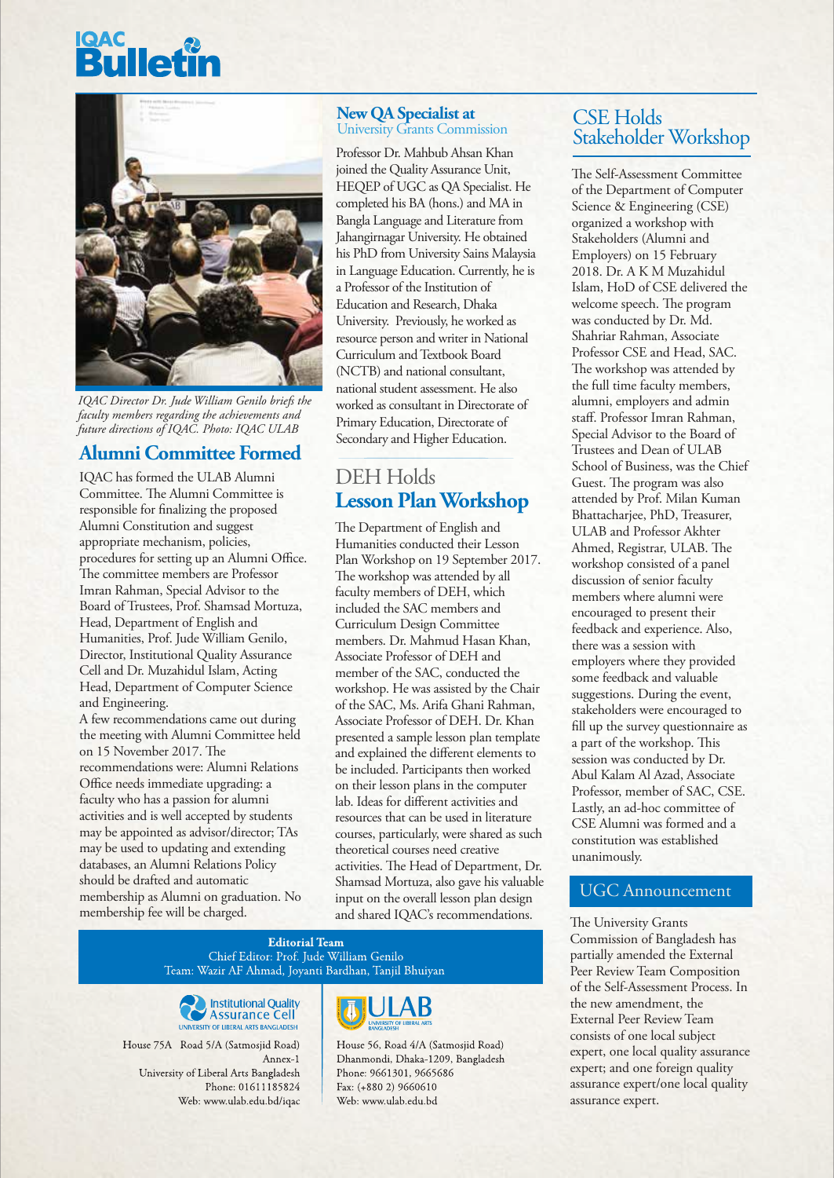# IQAC Bulletin

*IQAC Director Dr. Jude William Genilo briefs the faculty members regarding the achievements and future directions of IQAC. Photo: IQAC ULAB*

## Alumni Committee Formed

IQAC has formed the ULAB Alumni Committee. The Alumni Committee is responsible for finalizing the proposed Alumni Constitution and suggest appropriate mechanism, policies, procedures for setting up an Alumni Office. The committee members are Professor Imran Rahman, Special Advisor to the Board of Trustees, Prof. Shamsad Mortuza, Head, Department of English and Humanities, Prof. Jude William Genilo, Director, Institutional Quality Assurance Cell and Dr. Muzahidul Islam, Acting Head, Department of Computer Science and Engineering.

A few recommendations came out during the meeting with Alumni Committee held on 15 November 2017. The recommendations were: Alumni Relations Office needs immediate upgrading: a faculty who has a passion for alumni activities and is well accepted by students may be appointed as advisor/director; TAs may be used to updating and extending databases, an Alumni Relations Policy should be drafted and automatic membership as Alumni on graduation. No membership fee will be charged.

## New QA Specialist at University Grants Commission

Professor Dr. Mahbub Ahsan Khan joined the Quality Assurance Unit, HEQEP of UGC as QA Specialist. He completed his BA (hons.) and MA in Bangla Language and Literature from Jahangirnagar University. He obtained his PhD from University Sains Malaysia in Language Education. Currently, he is a Professor of the Institution of Education and Research, Dhaka University. Previously, he worked as resource person and writer in National Curriculum and Textbook Board (NCTB) and national consultant, national student assessment. He also worked as consultant in Directorate of Primary Education, Directorate of Secondary and Higher Education.

## DEH Holds Lesson Plan Workshop

The Department of English and Humanities conducted their Lesson Plan Workshop on 19 September 2017. The workshop was attended by all faculty members of DEH, which included the SAC members and Curriculum Design Committee members. Dr. Mahmud Hasan Khan, Associate Professor of DEH and member of the SAC, conducted the workshop. He was assisted by the Chair of the SAC, Ms. Arifa Ghani Rahman, Associate Professor of DEH. Dr. Khan presented a sample lesson plan template and explained the different elements to be included. Participants then worked on their lesson plans in the computer lab. Ideas for different activities and resources that can be used in literature courses, particularly, were shared as such theoretical courses need creative activities. The Head of Department, Dr. Shamsad Mortuza, also gave his valuable input on the overall lesson plan design and shared IQAC's recommendations.

## CSE Holds Stakeholder Workshop

The Self-Assessment Committee of the Department of Computer Science & Engineering (CSE) organized a workshop with Stakeholders (Alumni and Employers) on 15 February 2018. Dr. A K M Muzahidul Islam, HoD of CSE delivered the welcome speech. The program was conducted by Dr. Md. Shahriar Rahman, Associate Professor CSE and Head, SAC. The workshop was attended by the full time faculty members, alumni, employers and admin staff. Professor Imran Rahman, Special Advisor to the Board of Trustees and Dean of ULAB School of Business, was the Chief Guest. The program was also attended by Prof. Milan Kuman Bhattacharjee, PhD, Treasurer, ULAB and Professor Akhter Ahmed, Registrar, ULAB. The workshop consisted of a panel discussion of senior faculty members where alumni were encouraged to present their feedback and experience. Also, there was a session with employers where they provided some feedback and valuable suggestions. During the event, stakeholders were encouraged to fill up the survey questionnaire as a part of the workshop. This session was conducted by Dr. Abul Kalam Al Azad, Associate Professor, member of SAC, CSE. Lastly, an ad-hoc committee of CSE Alumni was formed and a constitution was established unanimously.

## UGC Announcement

The University Grants Commission of Bangladesh has partially amended the External Peer Review Team Composition of the Self-Assessment Process. In the new amendment, the External Peer Review Team consists of one local subject expert, one local quality assurance expert; and one foreign quality assurance expert/one local quality assurance expert.

**Editorial Team**
Chief Editor: Prof. Jude William Genilo
Team: Wazir AF Ahmad, Joyanti Bardhan, Tanjil Bhuiyan

Institutional Quality Assurance Cell
University of Liberal Arts Bangladesh

House 75A Road 5/A (Satmosjid Road)
Annex-1
University of Liberal Arts Bangladesh
Phone: 01611185824
Web: www.ulab.edu.bd/iqac

ULAB
University of Liberal Arts Bangladesh

House 56, Road 4/A (Satmosjid Road)
Dhanmondi, Dhaka-1209, Bangladesh
Phone: 9661301, 9665686
Fax: (+880 2) 9660610
Web: www.ulab.edu.bd